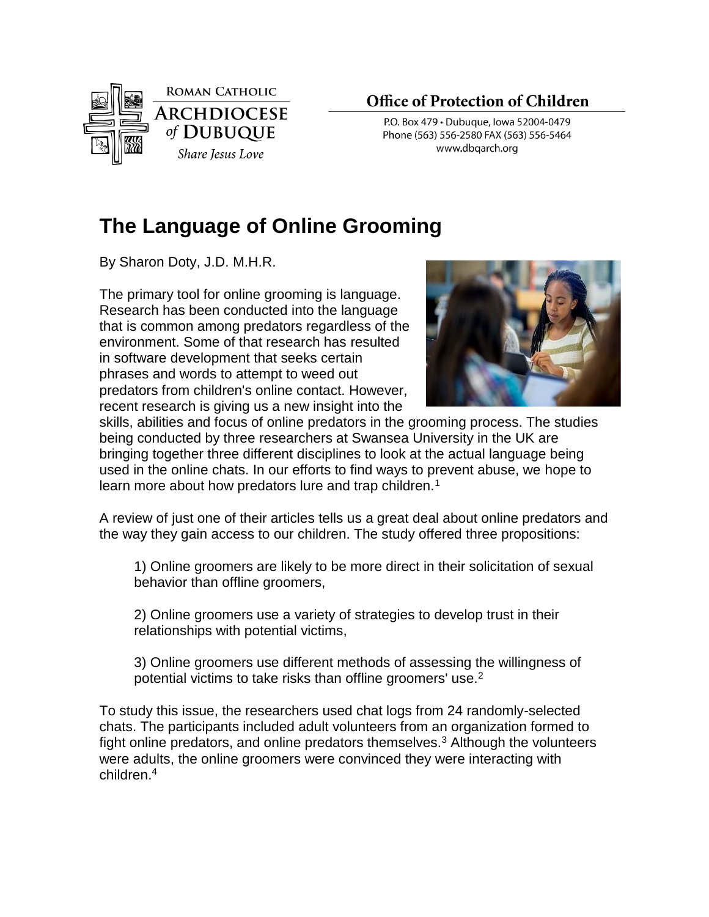Roman Catholic Archdiocese of Dubuque
Share Jesus Love

**Office of Protection of Children**
P.O. Box 479 • Dubuque, Iowa 52004-0479
Phone (563) 556-2580 FAX (563) 556-5464
www.dbqarch.org

# The Language of Online Grooming

By Sharon Doty, J.D. M.H.R.

The primary tool for online grooming is language. Research has been conducted into the language that is common among predators regardless of the environment. Some of that research has resulted in software development that seeks certain phrases and words to attempt to weed out predators from children's online contact. However, recent research is giving us a new insight into the skills, abilities and focus of online predators in the grooming process. The studies being conducted by three researchers at Swansea University in the UK are bringing together three different disciplines to look at the actual language being used in the online chats. In our efforts to find ways to prevent abuse, we hope to learn more about how predators lure and trap children.[1]

A review of just one of their articles tells us a great deal about online predators and the way they gain access to our children. The study offered three propositions:

> 1) Online groomers are likely to be more direct in their solicitation of sexual behavior than offline groomers,
>
> 2) Online groomers use a variety of strategies to develop trust in their relationships with potential victims,
>
> 3) Online groomers use different methods of assessing the willingness of potential victims to take risks than offline groomers' use.[2]

To study this issue, the researchers used chat logs from 24 randomly-selected chats. The participants included adult volunteers from an organization formed to fight online predators, and online predators themselves.[3] Although the volunteers were adults, the online groomers were convinced they were interacting with children.[4]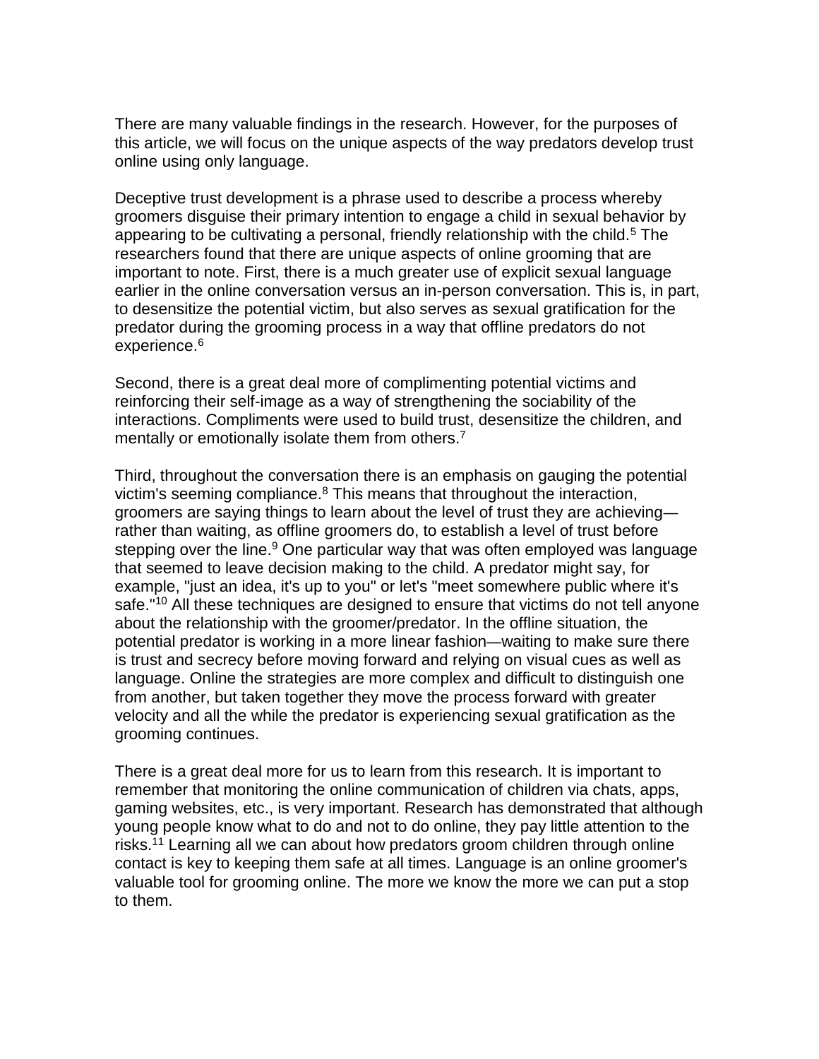There are many valuable findings in the research. However, for the purposes of this article, we will focus on the unique aspects of the way predators develop trust online using only language.

Deceptive trust development is a phrase used to describe a process whereby groomers disguise their primary intention to engage a child in sexual behavior by appearing to be cultivating a personal, friendly relationship with the child.[5] The researchers found that there are unique aspects of online grooming that are important to note. First, there is a much greater use of explicit sexual language earlier in the online conversation versus an in-person conversation. This is, in part, to desensitize the potential victim, but also serves as sexual gratification for the predator during the grooming process in a way that offline predators do not experience.[6]

Second, there is a great deal more of complimenting potential victims and reinforcing their self-image as a way of strengthening the sociability of the interactions. Compliments were used to build trust, desensitize the children, and mentally or emotionally isolate them from others.[7]

Third, throughout the conversation there is an emphasis on gauging the potential victim's seeming compliance.[8] This means that throughout the interaction, groomers are saying things to learn about the level of trust they are achieving—rather than waiting, as offline groomers do, to establish a level of trust before stepping over the line.[9] One particular way that was often employed was language that seemed to leave decision making to the child. A predator might say, for example, "just an idea, it's up to you" or let's "meet somewhere public where it's safe."[10] All these techniques are designed to ensure that victims do not tell anyone about the relationship with the groomer/predator. In the offline situation, the potential predator is working in a more linear fashion—waiting to make sure there is trust and secrecy before moving forward and relying on visual cues as well as language. Online the strategies are more complex and difficult to distinguish one from another, but taken together they move the process forward with greater velocity and all the while the predator is experiencing sexual gratification as the grooming continues.

There is a great deal more for us to learn from this research. It is important to remember that monitoring the online communication of children via chats, apps, gaming websites, etc., is very important. Research has demonstrated that although young people know what to do and not to do online, they pay little attention to the risks.[11] Learning all we can about how predators groom children through online contact is key to keeping them safe at all times. Language is an online groomer's valuable tool for grooming online. The more we know the more we can put a stop to them.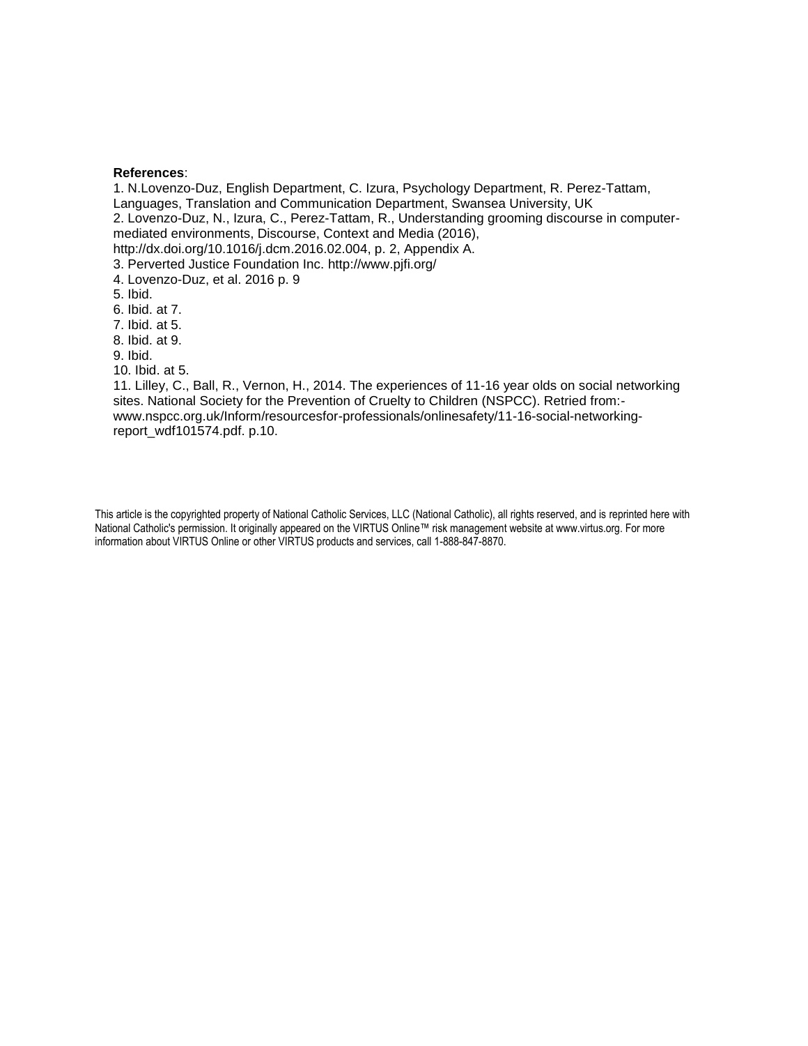**References**:

1. N.Lovenzo-Duz, English Department, C. Izura, Psychology Department, R. Perez-Tattam, Languages, Translation and Communication Department, Swansea University, UK
2. Lovenzo-Duz, N., Izura, C., Perez-Tattam, R., Understanding grooming discourse in computer-mediated environments, Discourse, Context and Media (2016), http://dx.doi.org/10.1016/j.dcm.2016.02.004, p. 2, Appendix A.
3. Perverted Justice Foundation Inc. http://www.pjfi.org/
4. Lovenzo-Duz, et al. 2016 p. 9
5. Ibid.
6. Ibid. at 7.
7. Ibid. at 5.
8. Ibid. at 9.
9. Ibid.
10. Ibid. at 5.
11. Lilley, C., Ball, R., Vernon, H., 2014. The experiences of 11-16 year olds on social networking sites. National Society for the Prevention of Cruelty to Children (NSPCC). Retried from:- www.nspcc.org.uk/Inform/resourcesfor-professionals/onlinesafety/11-16-social-networking-report_wdf101574.pdf. p.10.

This article is the copyrighted property of National Catholic Services, LLC (National Catholic), all rights reserved, and is reprinted here with National Catholic's permission. It originally appeared on the VIRTUS Online™ risk management website at www.virtus.org. For more information about VIRTUS Online or other VIRTUS products and services, call 1-888-847-8870.